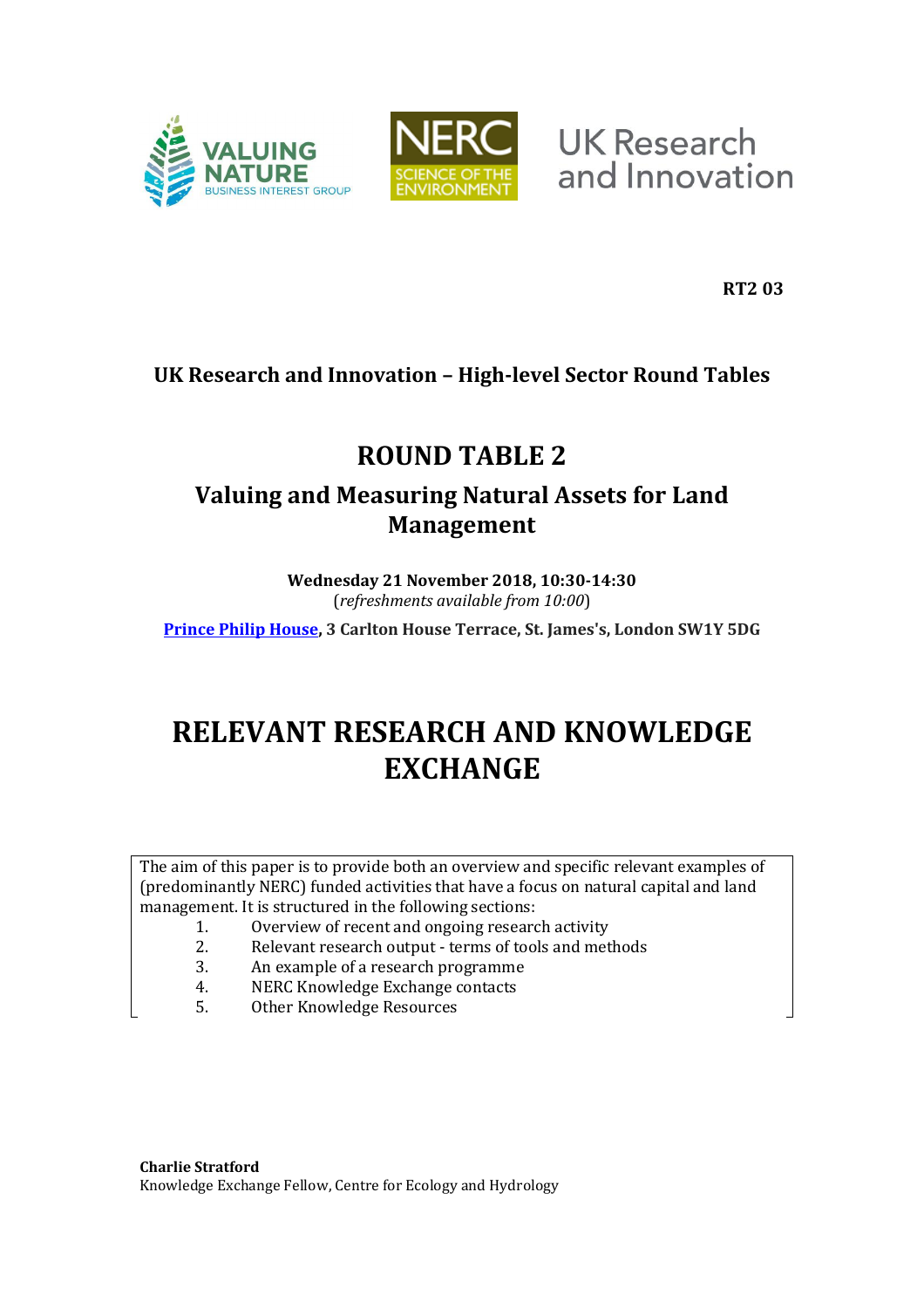**RT2 03**

**UK Research and Innovation – High-level Sector Round Tables**

# ROUND TABLE 2

## Valuing and Measuring Natural Assets for Land Management

**Wednesday 21 November 2018, 10:30-14:30**
(*refreshments available from 10:00*)

**Prince Philip House, 3 Carlton House Terrace, St. James's, London SW1Y 5DG**

# RELEVANT RESEARCH AND KNOWLEDGE EXCHANGE

The aim of this paper is to provide both an overview and specific relevant examples of (predominantly NERC) funded activities that have a focus on natural capital and land management. It is structured in the following sections:

1. Overview of recent and ongoing research activity
2. Relevant research output - terms of tools and methods
3. An example of a research programme
4. NERC Knowledge Exchange contacts
5. Other Knowledge Resources

**Charlie Stratford**
Knowledge Exchange Fellow, Centre for Ecology and Hydrology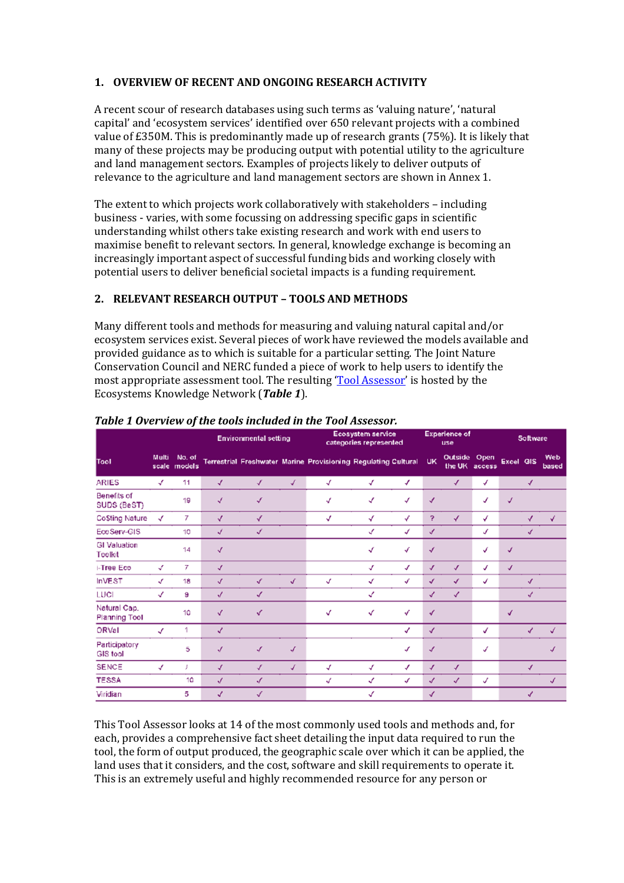## 1. OVERVIEW OF RECENT AND ONGOING RESEARCH ACTIVITY

A recent scour of research databases using such terms as 'valuing nature', 'natural capital' and 'ecosystem services' identified over 650 relevant projects with a combined value of £350M. This is predominantly made up of research grants (75%). It is likely that many of these projects may be producing output with potential utility to the agriculture and land management sectors. Examples of projects likely to deliver outputs of relevance to the agriculture and land management sectors are shown in Annex 1.

The extent to which projects work collaboratively with stakeholders – including business - varies, with some focussing on addressing specific gaps in scientific understanding whilst others take existing research and work with end users to maximise benefit to relevant sectors. In general, knowledge exchange is becoming an increasingly important aspect of successful funding bids and working closely with potential users to deliver beneficial societal impacts is a funding requirement.

## 2. RELEVANT RESEARCH OUTPUT – TOOLS AND METHODS

Many different tools and methods for measuring and valuing natural capital and/or ecosystem services exist. Several pieces of work have reviewed the models available and provided guidance as to which is suitable for a particular setting. The Joint Nature Conservation Council and NERC funded a piece of work to help users to identify the most appropriate assessment tool. The resulting 'Tool Assessor' is hosted by the Ecosystems Knowledge Network (***Table 1***).

***Table 1 Overview of the tools included in the Tool Assessor.***

| Tool | Multi scale | No. of models | Environmental setting | | | Ecosystem service categories represented | | | Experience of use | | | Software | | |
|---|---|---|---|---|---|---|---|---|---|---|---|---|---|---|
| | | | Terrestrial | Freshwater | Marine | Provisioning | Regulating | Cultural | UK | Outside the UK | Open access | Excel | GIS | Web based |
| ARIES | ✓ | 11 | ✓ | ✓ | ✓ | ✓ | ✓ | ✓ | | ✓ | ✓ | | ✓ | |
| Benefits of SUDS (BeST) | | 19 | ✓ | ✓ | | ✓ | ✓ | ✓ | ✓ | | ✓ | ✓ | | |
| Co$ting Nature | ✓ | 7 | ✓ | ✓ | | ✓ | ✓ | ✓ | ? | ✓ | ✓ | | ✓ | ✓ |
| EcoServ-GIS | | 10 | ✓ | ✓ | | | ✓ | ✓ | ✓ | | ✓ | | ✓ | |
| GI Valuation Toolkit | | 14 | ✓ | | | | ✓ | ✓ | ✓ | | ✓ | ✓ | | |
| i-Tree Eco | ✓ | 7 | ✓ | | | | ✓ | ✓ | ✓ | ✓ | ✓ | ✓ | | |
| InVEST | ✓ | 18 | ✓ | ✓ | ✓ | ✓ | ✓ | ✓ | ✓ | ✓ | ✓ | | ✓ | |
| LUCI | ✓ | 9 | ✓ | ✓ | | | ✓ | | ✓ | ✓ | | | ✓ | |
| Natural Cap. Planning Tool | | 10 | ✓ | ✓ | | ✓ | ✓ | ✓ | ✓ | | | ✓ | | |
| ORVal | ✓ | 1 | ✓ | | | | | ✓ | ✓ | | ✓ | | ✓ | ✓ |
| Participatory GIS tool | | 5 | ✓ | ✓ | ✓ | | | ✓ | ✓ | | ✓ | | | ✓ |
| SENCE | ✓ | 7 | ✓ | ✓ | ✓ | ✓ | ✓ | ✓ | ✓ | ✓ | | | ✓ | |
| TESSA | | 10 | ✓ | ✓ | | ✓ | ✓ | ✓ | ✓ | ✓ | ✓ | | | ✓ |
| Viridian | | 5 | ✓ | ✓ | | | ✓ | | ✓ | | | | ✓ | |

This Tool Assessor looks at 14 of the most commonly used tools and methods and, for each, provides a comprehensive fact sheet detailing the input data required to run the tool, the form of output produced, the geographic scale over which it can be applied, the land uses that it considers, and the cost, software and skill requirements to operate it. This is an extremely useful and highly recommended resource for any person or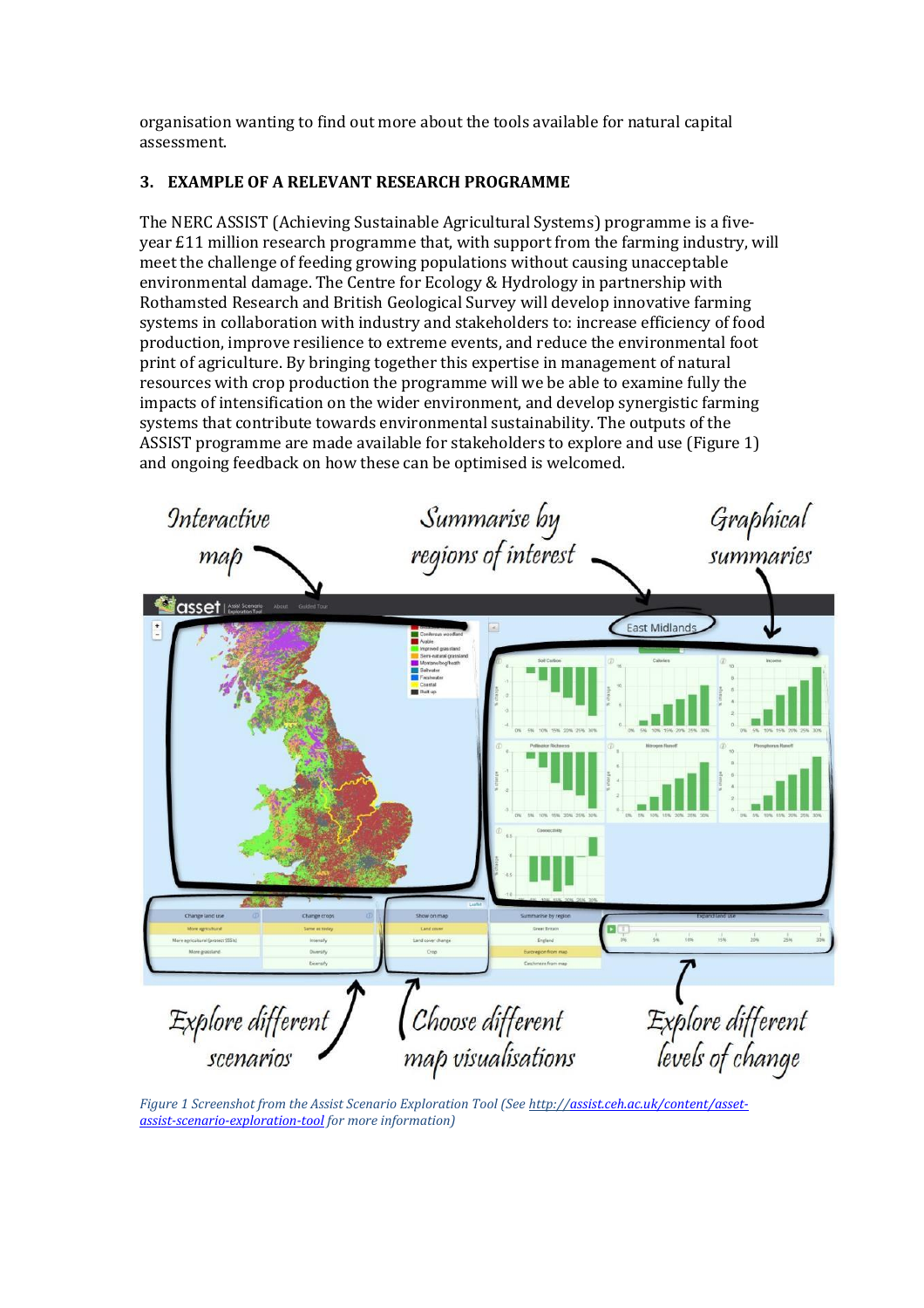organisation wanting to find out more about the tools available for natural capital assessment.

## 3. EXAMPLE OF A RELEVANT RESEARCH PROGRAMME

The NERC ASSIST (Achieving Sustainable Agricultural Systems) programme is a five-year £11 million research programme that, with support from the farming industry, will meet the challenge of feeding growing populations without causing unacceptable environmental damage. The Centre for Ecology & Hydrology in partnership with Rothamsted Research and British Geological Survey will develop innovative farming systems in collaboration with industry and stakeholders to: increase efficiency of food production, improve resilience to extreme events, and reduce the environmental foot print of agriculture. By bringing together this expertise in management of natural resources with crop production the programme will we be able to examine fully the impacts of intensification on the wider environment, and develop synergistic farming systems that contribute towards environmental sustainability. The outputs of the ASSIST programme are made available for stakeholders to explore and use (Figure 1) and ongoing feedback on how these can be optimised is welcomed.

*Figure 1 Screenshot from the Assist Scenario Exploration Tool (See [http://assist.ceh.ac.uk/content/asset-assist-scenario-exploration-tool](http://assist.ceh.ac.uk/content/asset-assist-scenario-exploration-tool) for more information)*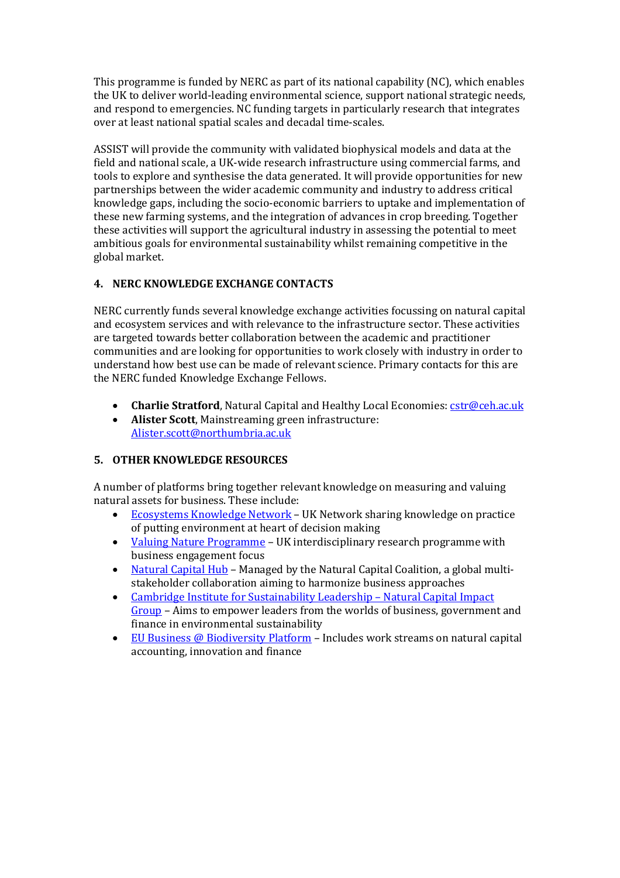This programme is funded by NERC as part of its national capability (NC), which enables the UK to deliver world-leading environmental science, support national strategic needs, and respond to emergencies. NC funding targets in particularly research that integrates over at least national spatial scales and decadal time-scales.

ASSIST will provide the community with validated biophysical models and data at the field and national scale, a UK-wide research infrastructure using commercial farms, and tools to explore and synthesise the data generated. It will provide opportunities for new partnerships between the wider academic community and industry to address critical knowledge gaps, including the socio-economic barriers to uptake and implementation of these new farming systems, and the integration of advances in crop breeding. Together these activities will support the agricultural industry in assessing the potential to meet ambitious goals for environmental sustainability whilst remaining competitive in the global market.

## 4. NERC KNOWLEDGE EXCHANGE CONTACTS

NERC currently funds several knowledge exchange activities focussing on natural capital and ecosystem services and with relevance to the infrastructure sector. These activities are targeted towards better collaboration between the academic and practitioner communities and are looking for opportunities to work closely with industry in order to understand how best use can be made of relevant science. Primary contacts for this are the NERC funded Knowledge Exchange Fellows.

- **Charlie Stratford**, Natural Capital and Healthy Local Economies: cstr@ceh.ac.uk
- **Alister Scott**, Mainstreaming green infrastructure: Alister.scott@northumbria.ac.uk

## 5. OTHER KNOWLEDGE RESOURCES

A number of platforms bring together relevant knowledge on measuring and valuing natural assets for business. These include:

- Ecosystems Knowledge Network – UK Network sharing knowledge on practice of putting environment at heart of decision making
- Valuing Nature Programme – UK interdisciplinary research programme with business engagement focus
- Natural Capital Hub – Managed by the Natural Capital Coalition, a global multi-stakeholder collaboration aiming to harmonize business approaches
- Cambridge Institute for Sustainability Leadership – Natural Capital Impact Group – Aims to empower leaders from the worlds of business, government and finance in environmental sustainability
- EU Business @ Biodiversity Platform – Includes work streams on natural capital accounting, innovation and finance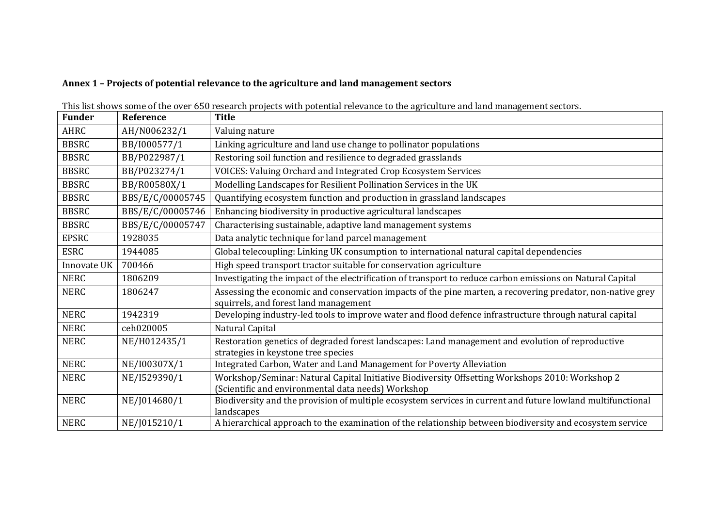**Annex 1 – Projects of potential relevance to the agriculture and land management sectors**

This list shows some of the over 650 research projects with potential relevance to the agriculture and land management sectors.

| Funder | Reference | Title |
|---|---|---|
| AHRC | AH/N006232/1 | Valuing nature |
| BBSRC | BB/I000577/1 | Linking agriculture and land use change to pollinator populations |
| BBSRC | BB/P022987/1 | Restoring soil function and resilience to degraded grasslands |
| BBSRC | BB/P023274/1 | VOICES: Valuing Orchard and Integrated Crop Ecosystem Services |
| BBSRC | BB/R00580X/1 | Modelling Landscapes for Resilient Pollination Services in the UK |
| BBSRC | BBS/E/C/00005745 | Quantifying ecosystem function and production in grassland landscapes |
| BBSRC | BBS/E/C/00005746 | Enhancing biodiversity in productive agricultural landscapes |
| BBSRC | BBS/E/C/00005747 | Characterising sustainable, adaptive land management systems |
| EPSRC | 1928035 | Data analytic technique for land parcel management |
| ESRC | 1944085 | Global telecoupling: Linking UK consumption to international natural capital dependencies |
| Innovate UK | 700466 | High speed transport tractor suitable for conservation agriculture |
| NERC | 1806209 | Investigating the impact of the electrification of transport to reduce carbon emissions on Natural Capital |
| NERC | 1806247 | Assessing the economic and conservation impacts of the pine marten, a recovering predator, non-native grey squirrels, and forest land management |
| NERC | 1942319 | Developing industry-led tools to improve water and flood defence infrastructure through natural capital |
| NERC | ceh020005 | Natural Capital |
| NERC | NE/H012435/1 | Restoration genetics of degraded forest landscapes: Land management and evolution of reproductive strategies in keystone tree species |
| NERC | NE/I00307X/1 | Integrated Carbon, Water and Land Management for Poverty Alleviation |
| NERC | NE/I529390/1 | Workshop/Seminar: Natural Capital Initiative Biodiversity Offsetting Workshops 2010: Workshop 2 (Scientific and environmental data needs) Workshop |
| NERC | NE/J014680/1 | Biodiversity and the provision of multiple ecosystem services in current and future lowland multifunctional landscapes |
| NERC | NE/J015210/1 | A hierarchical approach to the examination of the relationship between biodiversity and ecosystem service |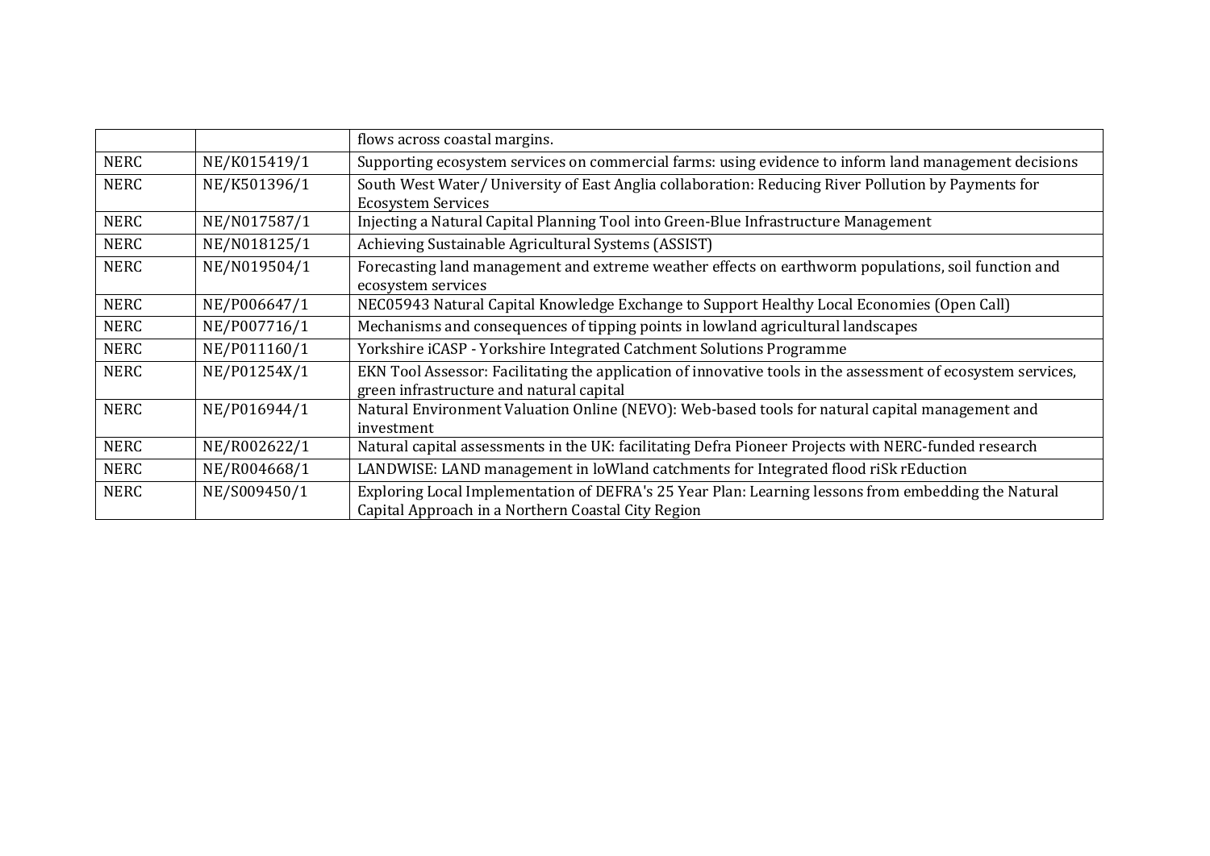| | | |
|---|---|---|
| | | flows across coastal margins. |
| NERC | NE/K015419/1 | Supporting ecosystem services on commercial farms: using evidence to inform land management decisions |
| NERC | NE/K501396/1 | South West Water/ University of East Anglia collaboration: Reducing River Pollution by Payments for Ecosystem Services |
| NERC | NE/N017587/1 | Injecting a Natural Capital Planning Tool into Green-Blue Infrastructure Management |
| NERC | NE/N018125/1 | Achieving Sustainable Agricultural Systems (ASSIST) |
| NERC | NE/N019504/1 | Forecasting land management and extreme weather effects on earthworm populations, soil function and ecosystem services |
| NERC | NE/P006647/1 | NEC05943 Natural Capital Knowledge Exchange to Support Healthy Local Economies (Open Call) |
| NERC | NE/P007716/1 | Mechanisms and consequences of tipping points in lowland agricultural landscapes |
| NERC | NE/P011160/1 | Yorkshire iCASP - Yorkshire Integrated Catchment Solutions Programme |
| NERC | NE/P01254X/1 | EKN Tool Assessor: Facilitating the application of innovative tools in the assessment of ecosystem services, green infrastructure and natural capital |
| NERC | NE/P016944/1 | Natural Environment Valuation Online (NEVO): Web-based tools for natural capital management and investment |
| NERC | NE/R002622/1 | Natural capital assessments in the UK: facilitating Defra Pioneer Projects with NERC-funded research |
| NERC | NE/R004668/1 | LANDWISE: LAND management in loWland catchments for Integrated flood riSk rEduction |
| NERC | NE/S009450/1 | Exploring Local Implementation of DEFRA's 25 Year Plan: Learning lessons from embedding the Natural Capital Approach in a Northern Coastal City Region |